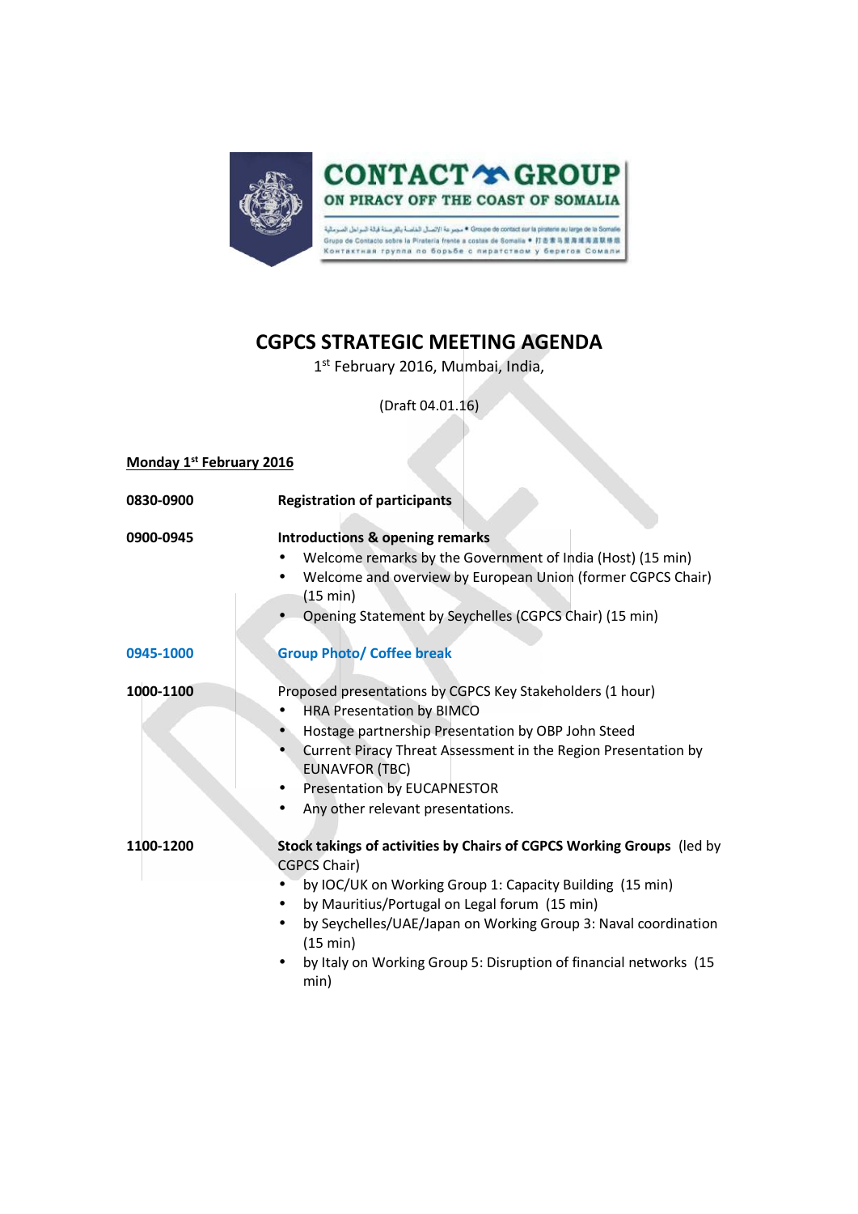# CGPCS STRATEGIC MEETING AGENDA

1st February 2016, Mumbai, India,

(Draft 04.01.16)

**Monday 1st February 2016**

**0830-0900** **Registration of participants**

**0900-0945** **Introductions & opening remarks**

- Welcome remarks by the Government of India (Host) (15 min)
- Welcome and overview by European Union (former CGPCS Chair) (15 min)
- Opening Statement by Seychelles (CGPCS Chair) (15 min)

**0945-1000** **Group Photo/ Coffee break**

**1000-1100** Proposed presentations by CGPCS Key Stakeholders (1 hour)

- HRA Presentation by BIMCO
- Hostage partnership Presentation by OBP John Steed
- Current Piracy Threat Assessment in the Region Presentation by EUNAVFOR (TBC)
- Presentation by EUCAPNESTOR
- Any other relevant presentations.

**1100-1200** **Stock takings of activities by Chairs of CGPCS Working Groups** (led by CGPCS Chair)

- by IOC/UK on Working Group 1: Capacity Building (15 min)
- by Mauritius/Portugal on Legal forum (15 min)
- by Seychelles/UAE/Japan on Working Group 3: Naval coordination (15 min)
- by Italy on Working Group 5: Disruption of financial networks (15 min)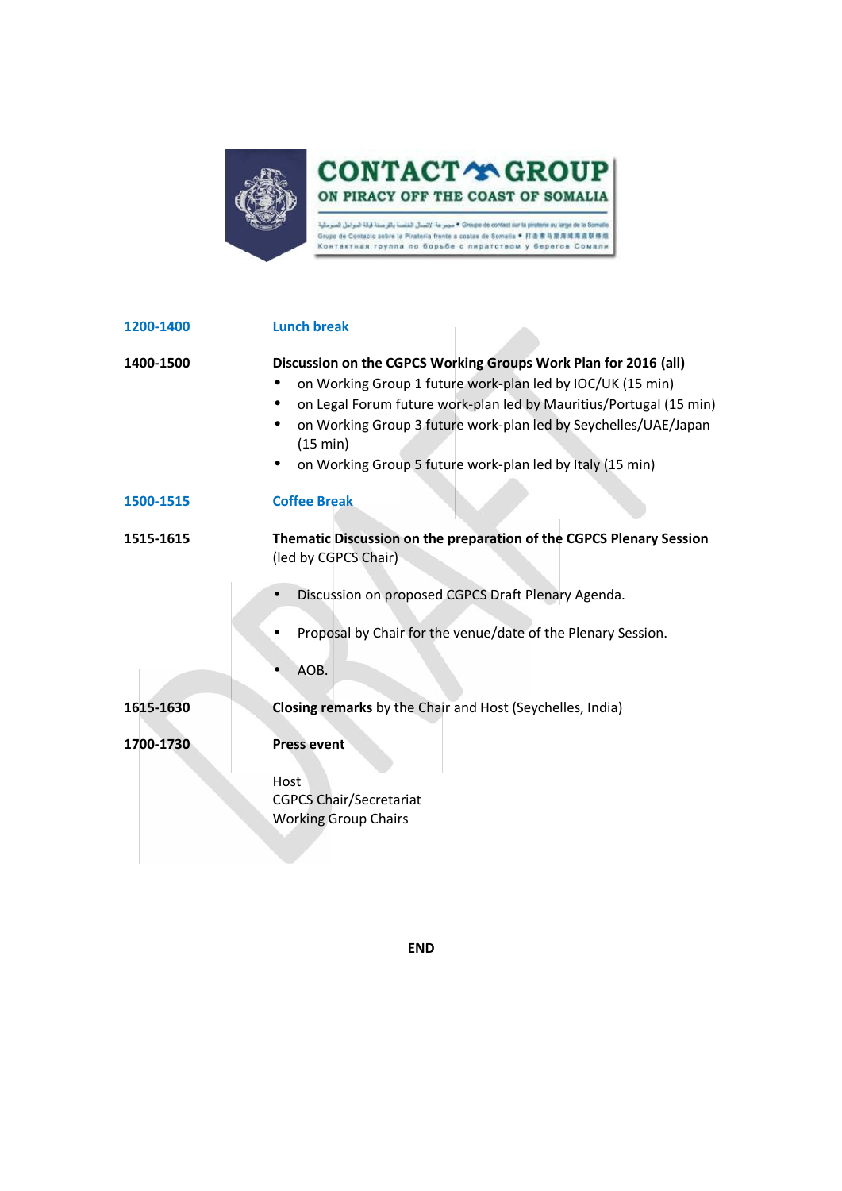CONTACT GROUP ON PIRACY OFF THE COAST OF SOMALIA

مجموعة الاتصال الخاصة بالقرصنة قبالة السواحل الصومالية • Groupe de contact sur la piraterie au large de la Somalie
Grupo de Contacto sobre la Piratería frente a costas de Somalia • 打击索马里海域海盗联络组
Контактная группа по борьбе с пиратством у берегов Сомали

| | | |
|---|---|---|
| 1200-1400 | Lunch break |
| 1400-1500 | **Discussion on the CGPCS Working Groups Work Plan for 2016 (all)**<br>• on Working Group 1 future work-plan led by IOC/UK (15 min)<br>• on Legal Forum future work-plan led by Mauritius/Portugal (15 min)<br>• on Working Group 3 future work-plan led by Seychelles/UAE/Japan (15 min)<br>• on Working Group 5 future work-plan led by Italy (15 min) |
| 1500-1515 | Coffee Break |
| 1515-1615 | **Thematic Discussion on the preparation of the CGPCS Plenary Session** (led by CGPCS Chair)<br>• Discussion on proposed CGPCS Draft Plenary Agenda.<br>• Proposal by Chair for the venue/date of the Plenary Session.<br>• AOB. |
| 1615-1630 | **Closing remarks** by the Chair and Host (Seychelles, India) |
| 1700-1730 | **Press event**<br><br>Host<br>CGPCS Chair/Secretariat<br>Working Group Chairs |

**END**